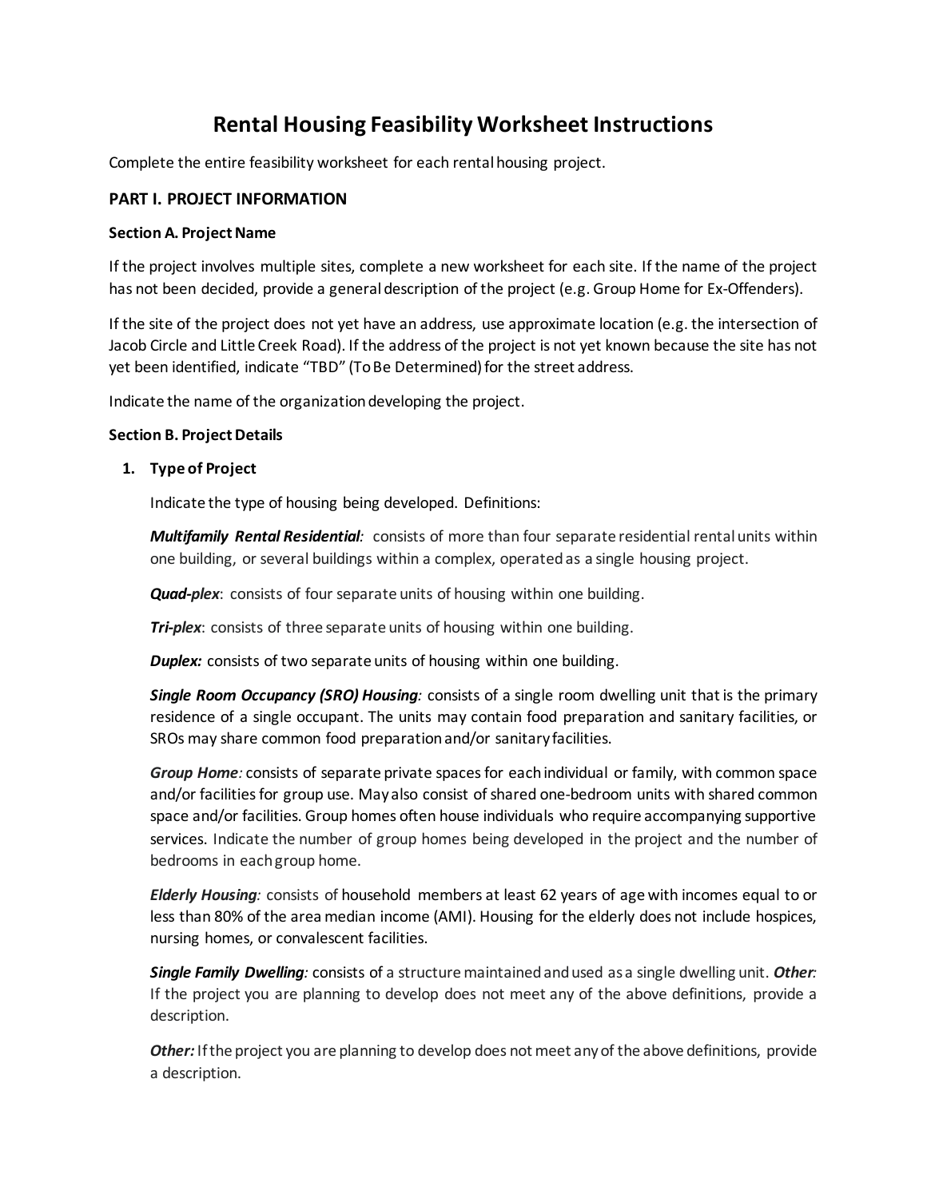# Rental Housing Feasibility Worksheet Instructions

Complete the entire feasibility worksheet for each rental housing project.

## PART I. PROJECT INFORMATION

### Section A. Project Name

If the project involves multiple sites, complete a new worksheet for each site. If the name of the project has not been decided, provide a general description of the project (e.g. Group Home for Ex-Offenders).

If the site of the project does not yet have an address, use approximate location (e.g. the intersection of Jacob Circle and Little Creek Road). If the address of the project is not yet known because the site has not yet been identified, indicate "TBD" (To Be Determined) for the street address.

Indicate the name of the organization developing the project.

### Section B. Project Details

1. **Type of Project**

   Indicate the type of housing being developed. Definitions:

   ***Multifamily Rental Residential:*** consists of more than four separate residential rental units within one building, or several buildings within a complex, operated as a single housing project.

   ***Quad-plex***: consists of four separate units of housing within one building.

   ***Tri-plex***: consists of three separate units of housing within one building.

   ***Duplex:*** consists of two separate units of housing within one building.

   ***Single Room Occupancy (SRO) Housing:*** consists of a single room dwelling unit that is the primary residence of a single occupant. The units may contain food preparation and sanitary facilities, or SROs may share common food preparation and/or sanitary facilities.

   ***Group Home:*** consists of separate private spaces for each individual or family, with common space and/or facilities for group use. May also consist of shared one-bedroom units with shared common space and/or facilities. Group homes often house individuals who require accompanying supportive services. Indicate the number of group homes being developed in the project and the number of bedrooms in each group home.

   ***Elderly Housing:*** consists of household members at least 62 years of age with incomes equal to or less than 80% of the area median income (AMI). Housing for the elderly does not include hospices, nursing homes, or convalescent facilities.

   ***Single Family Dwelling:*** consists of a structure maintained and used as a single dwelling unit. ***Other:*** If the project you are planning to develop does not meet any of the above definitions, provide a description.

   ***Other:*** If the project you are planning to develop does not meet any of the above definitions, provide a description.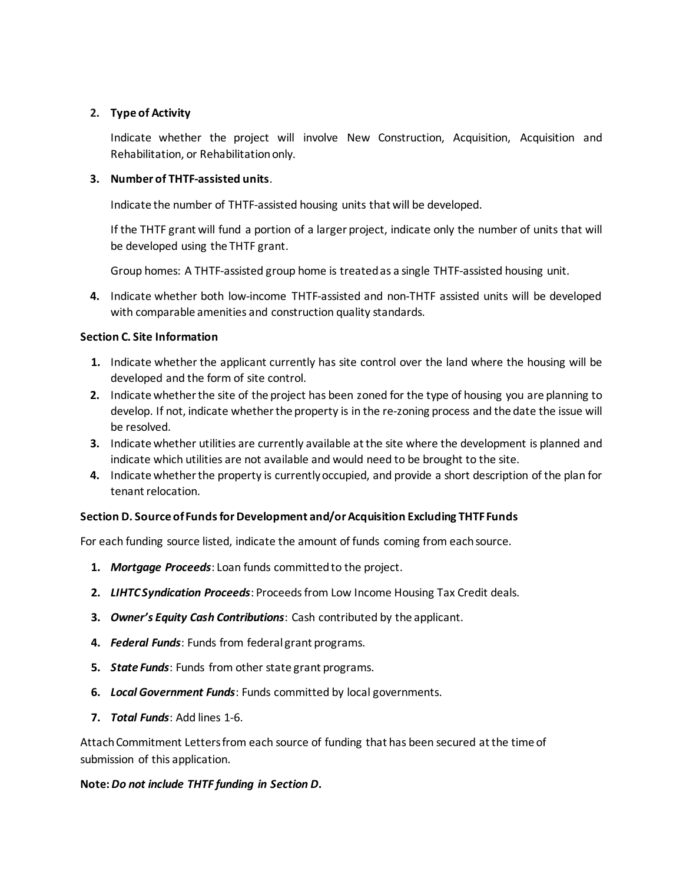2. **Type of Activity**

   Indicate whether the project will involve New Construction, Acquisition, Acquisition and Rehabilitation, or Rehabilitation only.

3. **Number of THTF-assisted units**.

   Indicate the number of THTF-assisted housing units that will be developed.

   If the THTF grant will fund a portion of a larger project, indicate only the number of units that will be developed using the THTF grant.

   Group homes: A THTF-assisted group home is treated as a single THTF-assisted housing unit.

4. Indicate whether both low-income THTF-assisted and non-THTF assisted units will be developed with comparable amenities and construction quality standards.

**Section C. Site Information**

1. Indicate whether the applicant currently has site control over the land where the housing will be developed and the form of site control.
2. Indicate whether the site of the project has been zoned for the type of housing you are planning to develop. If not, indicate whether the property is in the re-zoning process and the date the issue will be resolved.
3. Indicate whether utilities are currently available at the site where the development is planned and indicate which utilities are not available and would need to be brought to the site.
4. Indicate whether the property is currently occupied, and provide a short description of the plan for tenant relocation.

**Section D. Source of Funds for Development and/or Acquisition Excluding THTF Funds**

For each funding source listed, indicate the amount of funds coming from each source.

1. ***Mortgage Proceeds***: Loan funds committed to the project.
2. ***LIHTC Syndication Proceeds***: Proceeds from Low Income Housing Tax Credit deals.
3. ***Owner's Equity Cash Contributions***: Cash contributed by the applicant.
4. ***Federal Funds***: Funds from federal grant programs.
5. ***State Funds***: Funds from other state grant programs.
6. ***Local Government Funds***: Funds committed by local governments.
7. ***Total Funds***: Add lines 1-6.

Attach Commitment Letters from each source of funding that has been secured at the time of submission of this application.

**Note:** ***Do not include THTF funding in Section D*****.**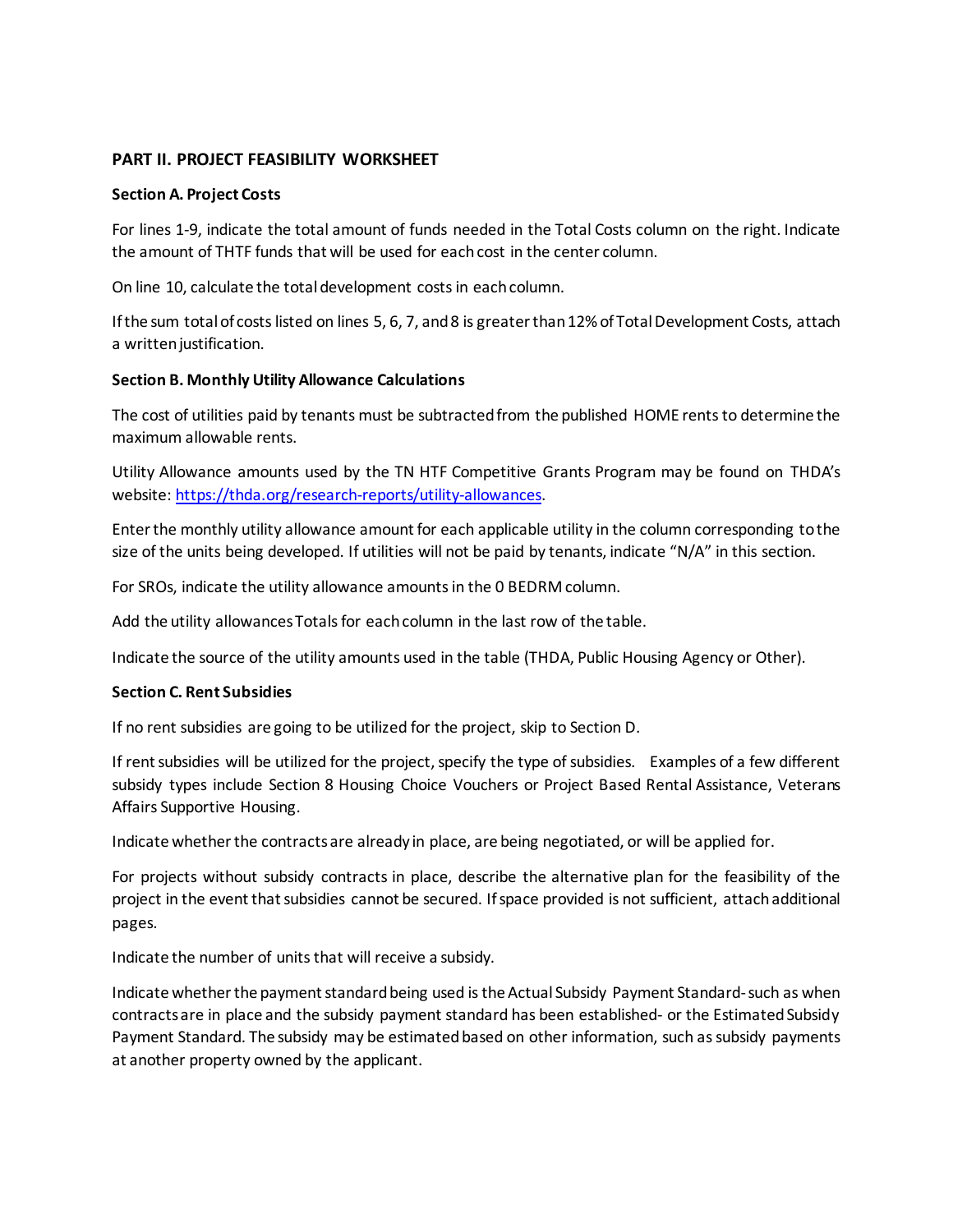## PART II. PROJECT FEASIBILITY WORKSHEET

### Section A. Project Costs

For lines 1-9, indicate the total amount of funds needed in the Total Costs column on the right. Indicate the amount of THTF funds that will be used for each cost in the center column.

On line 10, calculate the total development costs in each column.

If the sum total of costs listed on lines 5, 6, 7, and 8 is greater than 12% of Total Development Costs, attach a written justification.

### Section B. Monthly Utility Allowance Calculations

The cost of utilities paid by tenants must be subtracted from the published HOME rents to determine the maximum allowable rents.

Utility Allowance amounts used by the TN HTF Competitive Grants Program may be found on THDA's website: https://thda.org/research-reports/utility-allowances.

Enter the monthly utility allowance amount for each applicable utility in the column corresponding to the size of the units being developed. If utilities will not be paid by tenants, indicate "N/A" in this section.

For SROs, indicate the utility allowance amounts in the 0 BEDRM column.

Add the utility allowances Totals for each column in the last row of the table.

Indicate the source of the utility amounts used in the table (THDA, Public Housing Agency or Other).

### Section C. Rent Subsidies

If no rent subsidies are going to be utilized for the project, skip to Section D.

If rent subsidies will be utilized for the project, specify the type of subsidies. Examples of a few different subsidy types include Section 8 Housing Choice Vouchers or Project Based Rental Assistance, Veterans Affairs Supportive Housing.

Indicate whether the contracts are already in place, are being negotiated, or will be applied for.

For projects without subsidy contracts in place, describe the alternative plan for the feasibility of the project in the event that subsidies cannot be secured. If space provided is not sufficient, attach additional pages.

Indicate the number of units that will receive a subsidy.

Indicate whether the payment standard being used is the Actual Subsidy Payment Standard- such as when contracts are in place and the subsidy payment standard has been established- or the Estimated Subsidy Payment Standard. The subsidy may be estimated based on other information, such as subsidy payments at another property owned by the applicant.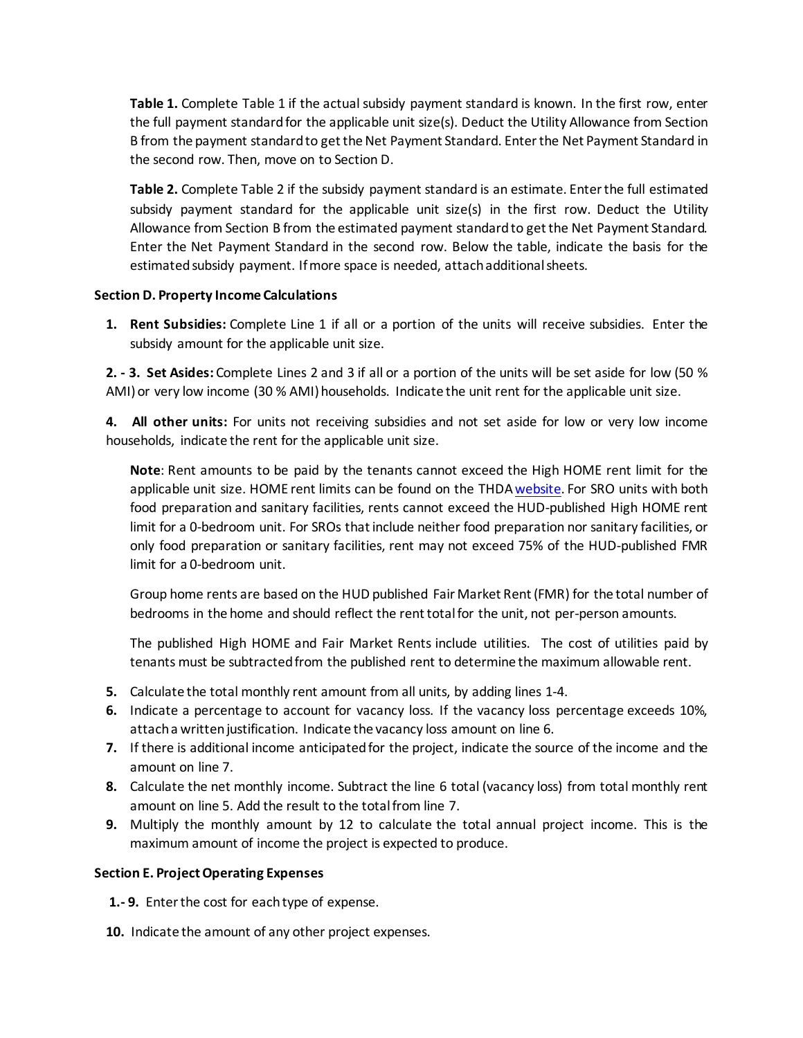**Table 1.** Complete Table 1 if the actual subsidy payment standard is known. In the first row, enter the full payment standard for the applicable unit size(s). Deduct the Utility Allowance from Section B from the payment standard to get the Net Payment Standard. Enter the Net Payment Standard in the second row. Then, move on to Section D.

**Table 2.** Complete Table 2 if the subsidy payment standard is an estimate. Enter the full estimated subsidy payment standard for the applicable unit size(s) in the first row. Deduct the Utility Allowance from Section B from the estimated payment standard to get the Net Payment Standard. Enter the Net Payment Standard in the second row. Below the table, indicate the basis for the estimated subsidy payment. If more space is needed, attach additional sheets.

### Section D. Property Income Calculations

1. **Rent Subsidies:** Complete Line 1 if all or a portion of the units will receive subsidies. Enter the subsidy amount for the applicable unit size.

**2. - 3. Set Asides:** Complete Lines 2 and 3 if all or a portion of the units will be set aside for low (50 % AMI) or very low income (30 % AMI) households. Indicate the unit rent for the applicable unit size.

**4. All other units:** For units not receiving subsidies and not set aside for low or very low income households, indicate the rent for the applicable unit size.

**Note**: Rent amounts to be paid by the tenants cannot exceed the High HOME rent limit for the applicable unit size. HOME rent limits can be found on the THDA website. For SRO units with both food preparation and sanitary facilities, rents cannot exceed the HUD-published High HOME rent limit for a 0-bedroom unit. For SROs that include neither food preparation nor sanitary facilities, or only food preparation or sanitary facilities, rent may not exceed 75% of the HUD-published FMR limit for a 0-bedroom unit.

Group home rents are based on the HUD published Fair Market Rent (FMR) for the total number of bedrooms in the home and should reflect the rent total for the unit, not per-person amounts.

The published High HOME and Fair Market Rents include utilities. The cost of utilities paid by tenants must be subtracted from the published rent to determine the maximum allowable rent.

5. Calculate the total monthly rent amount from all units, by adding lines 1-4.
6. Indicate a percentage to account for vacancy loss. If the vacancy loss percentage exceeds 10%, attach a written justification. Indicate the vacancy loss amount on line 6.
7. If there is additional income anticipated for the project, indicate the source of the income and the amount on line 7.
8. Calculate the net monthly income. Subtract the line 6 total (vacancy loss) from total monthly rent amount on line 5. Add the result to the total from line 7.
9. Multiply the monthly amount by 12 to calculate the total annual project income. This is the maximum amount of income the project is expected to produce.

### Section E. Project Operating Expenses

**1.- 9.** Enter the cost for each type of expense.

**10.** Indicate the amount of any other project expenses.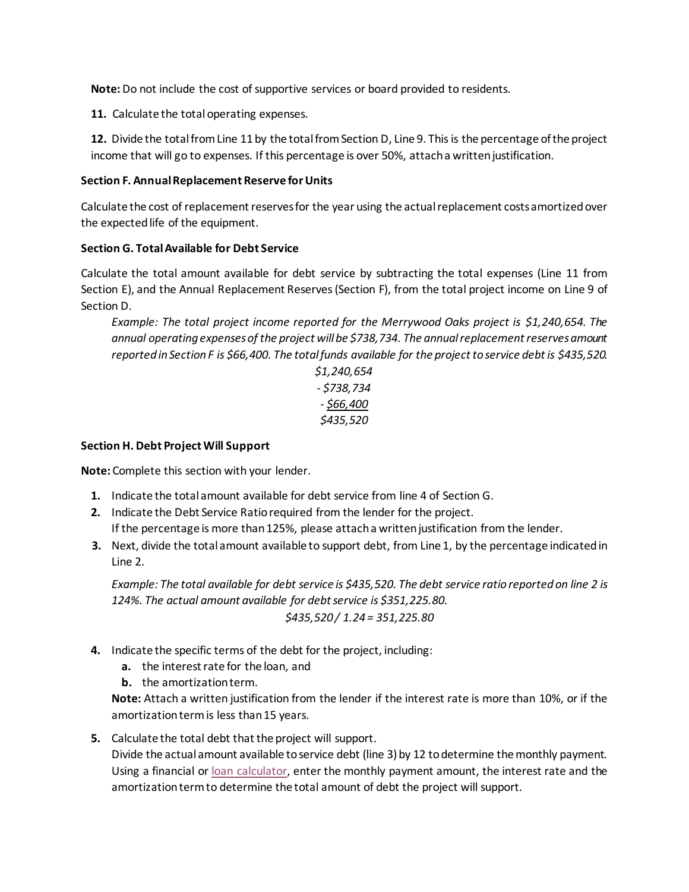**Note:** Do not include the cost of supportive services or board provided to residents.

**11.** Calculate the total operating expenses.

**12.** Divide the total from Line 11 by the total from Section D, Line 9. This is the percentage of the project income that will go to expenses. If this percentage is over 50%, attach a written justification.

**Section F. Annual Replacement Reserve for Units**

Calculate the cost of replacement reserves for the year using the actual replacement costs amortized over the expected life of the equipment.

**Section G. Total Available for Debt Service**

Calculate the total amount available for debt service by subtracting the total expenses (Line 11 from Section E), and the Annual Replacement Reserves (Section F), from the total project income on Line 9 of Section D.

> *Example: The total project income reported for the Merrywood Oaks project is $1,240,654. The annual operating expenses of the project will be $738,734. The annual replacement reserves amount reported in Section F is $66,400. The total funds available for the project to service debt is $435,520.*
>
> *$1,240,654*
> *- $738,734*
> *- $66,400*
> *$435,520*

**Section H. Debt Project Will Support**

**Note:** Complete this section with your lender.

1. Indicate the total amount available for debt service from line 4 of Section G.
2. Indicate the Debt Service Ratio required from the lender for the project.
   If the percentage is more than 125%, please attach a written justification from the lender.
3. Next, divide the total amount available to support debt, from Line 1, by the percentage indicated in Line 2.

   *Example: The total available for debt service is $435,520. The debt service ratio reported on line 2 is 124%. The actual amount available for debt service is $351,225.80.*

   *$435,520 / 1.24 = 351,225.80*

4. Indicate the specific terms of the debt for the project, including:
   a. the interest rate for the loan, and
   b. the amortization term.

   **Note:** Attach a written justification from the lender if the interest rate is more than 10%, or if the amortization term is less than 15 years.

5. Calculate the total debt that the project will support.
   Divide the actual amount available to service debt (line 3) by 12 to determine the monthly payment. Using a financial or loan calculator, enter the monthly payment amount, the interest rate and the amortization term to determine the total amount of debt the project will support.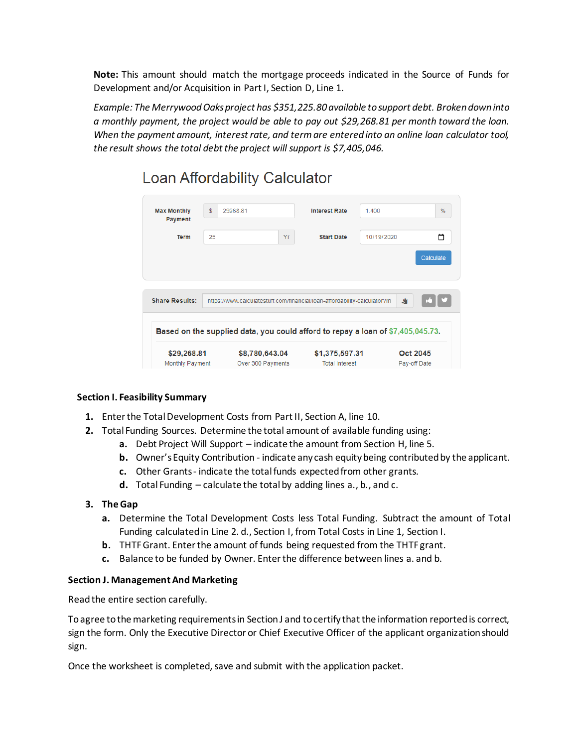**Note:** This amount should match the mortgage proceeds indicated in the Source of Funds for Development and/or Acquisition in Part I, Section D, Line 1.

*Example: The Merrywood Oaks project has $351,225.80 available to support debt. Broken down into a monthly payment, the project would be able to pay out $29,268.81 per month toward the loan. When the payment amount, interest rate, and term are entered into an online loan calculator tool, the result shows the total debt the project will support is $7,405,046.*

## Loan Affordability Calculator

| | | | |
|---|---|---|---|
| Max Monthly Payment | $ 29268.81 | Interest Rate | 1.400 % |
| Term | 25 Yr | Start Date | 10/19/2020 |

Calculate

Share Results: https://www.calculatestuff.com/financial/loan-affordability-calculator?m

Based on the supplied data, you could afford to repay a loan of $7,405,045.73.

| $29,268.81 | $8,780,643.04 | $1,375,597.31 | Oct 2045 |
|---|---|---|---|
| Monthly Payment | Over 300 Payments | Total Interest | Pay-off Date |

### Section I. Feasibility Summary

1. Enter the Total Development Costs from Part II, Section A, line 10.
2. Total Funding Sources. Determine the total amount of available funding using:
   a. Debt Project Will Support – indicate the amount from Section H, line 5.
   b. Owner's Equity Contribution - indicate any cash equity being contributed by the applicant.
   c. Other Grants - indicate the total funds expected from other grants.
   d. Total Funding – calculate the total by adding lines a., b., and c.
3. The Gap
   a. Determine the Total Development Costs less Total Funding. Subtract the amount of Total Funding calculated in Line 2. d., Section I, from Total Costs in Line 1, Section I.
   b. THTF Grant. Enter the amount of funds being requested from the THTF grant.
   c. Balance to be funded by Owner. Enter the difference between lines a. and b.

### Section J. Management And Marketing

Read the entire section carefully.

To agree to the marketing requirements in Section J and to certify that the information reported is correct, sign the form. Only the Executive Director or Chief Executive Officer of the applicant organization should sign.

Once the worksheet is completed, save and submit with the application packet.